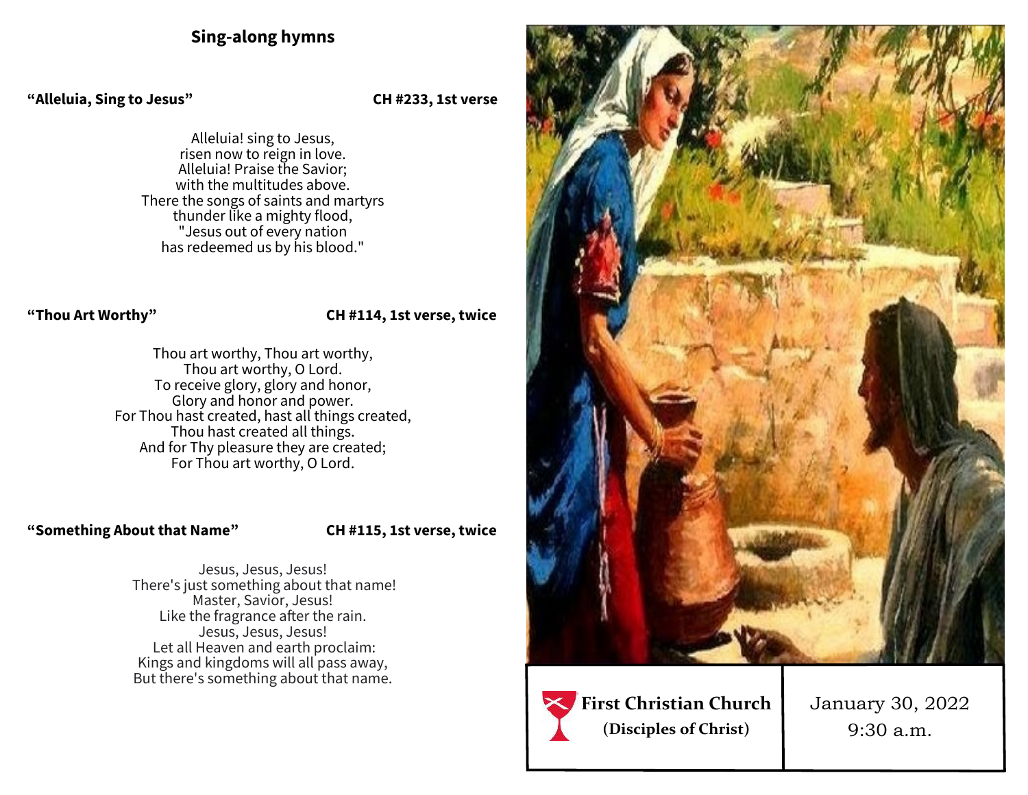## Sing-along hymns

**"Alleluia, Sing to Jesus"** **CH #233, 1st verse**

Alleluia! sing to Jesus,
risen now to reign in love.
Alleluia! Praise the Savior;
with the multitudes above.
There the songs of saints and martyrs
thunder like a mighty flood,
"Jesus out of every nation
has redeemed us by his blood."

**"Thou Art Worthy"** **CH #114, 1st verse, twice**

Thou art worthy, Thou art worthy,
Thou art worthy, O Lord.
To receive glory, glory and honor,
Glory and honor and power.
For Thou hast created, hast all things created,
Thou hast created all things.
And for Thy pleasure they are created;
For Thou art worthy, O Lord.

**"Something About that Name"** **CH #115, 1st verse, twice**

Jesus, Jesus, Jesus!
There's just something about that name!
Master, Savior, Jesus!
Like the fragrance after the rain.
Jesus, Jesus, Jesus!
Let all Heaven and earth proclaim:
Kings and kingdoms will all pass away,
But there's something about that name.

**First Christian Church**
**(Disciples of Christ)**

January 30, 2022
9:30 a.m.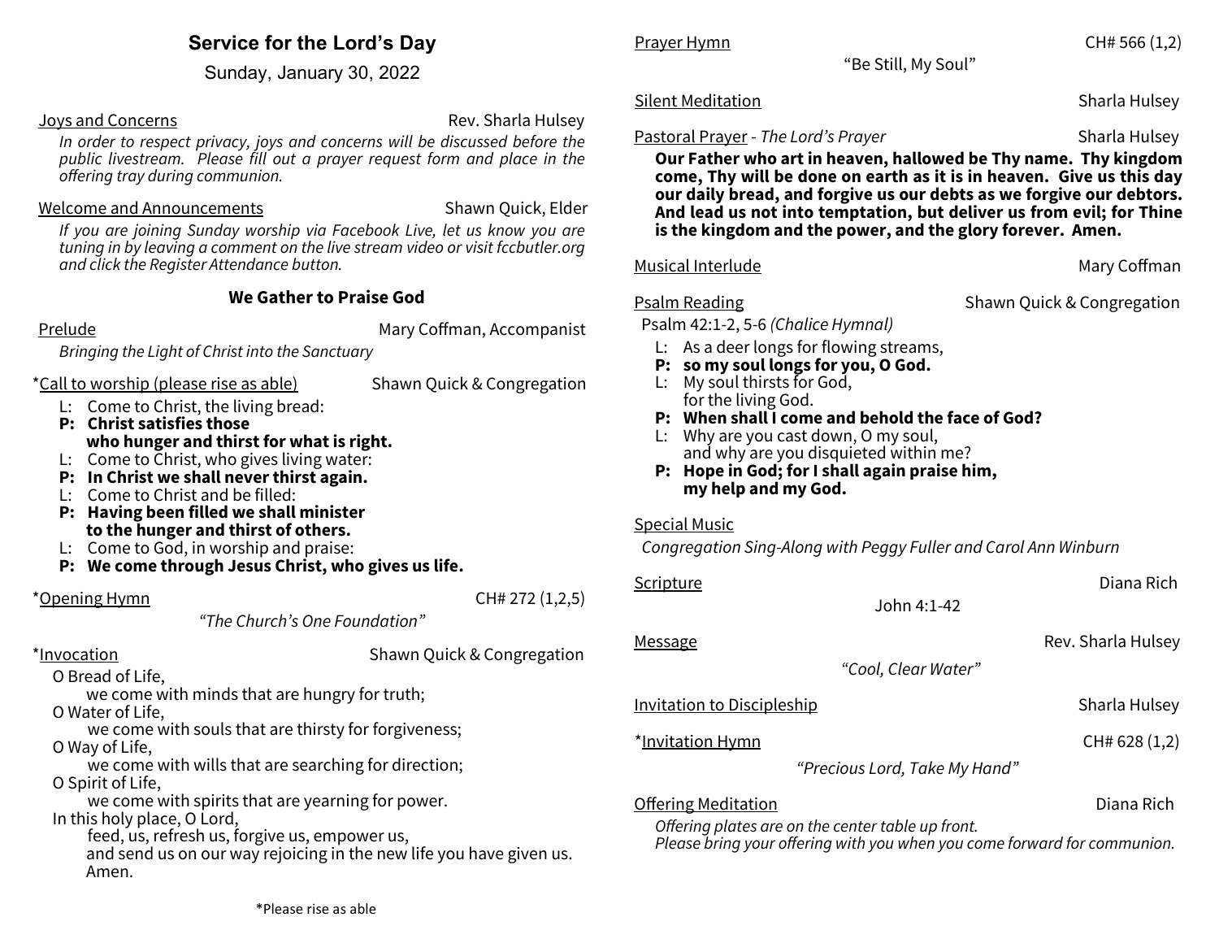# Service for the Lord's Day

Sunday, January 30, 2022

Joys and Concerns — Rev. Sharla Hulsey

*In order to respect privacy, joys and concerns will be discussed before the public livestream. Please fill out a prayer request form and place in the offering tray during communion.*

Welcome and Announcements — Shawn Quick, Elder

*If you are joining Sunday worship via Facebook Live, let us know you are tuning in by leaving a comment on the live stream video or visit fccbutler.org and click the Register Attendance button.*

## We Gather to Praise God

Prelude — Mary Coffman, Accompanist

*Bringing the Light of Christ into the Sanctuary*

*Call to worship (please rise as able) — Shawn Quick & Congregation

L: Come to Christ, the living bread:
**P: Christ satisfies those who hunger and thirst for what is right.**
L: Come to Christ, who gives living water:
**P: In Christ we shall never thirst again.**
L: Come to Christ and be filled:
**P: Having been filled we shall minister to the hunger and thirst of others.**
L: Come to God, in worship and praise:
**P: We come through Jesus Christ, who gives us life.**

*Opening Hymn — CH# 272 (1,2,5)

*"The Church's One Foundation"*

*Invocation — Shawn Quick & Congregation

O Bread of Life,
we come with minds that are hungry for truth;
O Water of Life,
we come with souls that are thirsty for forgiveness;
O Way of Life,
we come with wills that are searching for direction;
O Spirit of Life,
we come with spirits that are yearning for power.
In this holy place, O Lord,
feed, us, refresh us, forgive us, empower us,
and send us on our way rejoicing in the new life you have given us.
Amen.

*Please rise as able

Prayer Hymn — CH# 566 (1,2)

"Be Still, My Soul"

Silent Meditation — Sharla Hulsey

Pastoral Prayer - *The Lord's Prayer* — Sharla Hulsey

**Our Father who art in heaven, hallowed be Thy name. Thy kingdom come, Thy will be done on earth as it is in heaven. Give us this day our daily bread, and forgive us our debts as we forgive our debtors. And lead us not into temptation, but deliver us from evil; for Thine is the kingdom and the power, and the glory forever. Amen.**

Musical Interlude — Mary Coffman

Psalm Reading — Shawn Quick & Congregation

Psalm 42:1-2, 5-6 *(Chalice Hymnal)*

L: As a deer longs for flowing streams,
**P: so my soul longs for you, O God.**
L: My soul thirsts for God, for the living God.
**P: When shall I come and behold the face of God?**
L: Why are you cast down, O my soul, and why are you disquieted within me?
**P: Hope in God; for I shall again praise him, my help and my God.**

Special Music

*Congregation Sing-Along with Peggy Fuller and Carol Ann Winburn*

Scripture — Diana Rich

John 4:1-42

Message — Rev. Sharla Hulsey

*"Cool, Clear Water"*

Invitation to Discipleship — Sharla Hulsey

*Invitation Hymn — CH# 628 (1,2)

*"Precious Lord, Take My Hand"*

Offering Meditation — Diana Rich

*Offering plates are on the center table up front.*
*Please bring your offering with you when you come forward for communion.*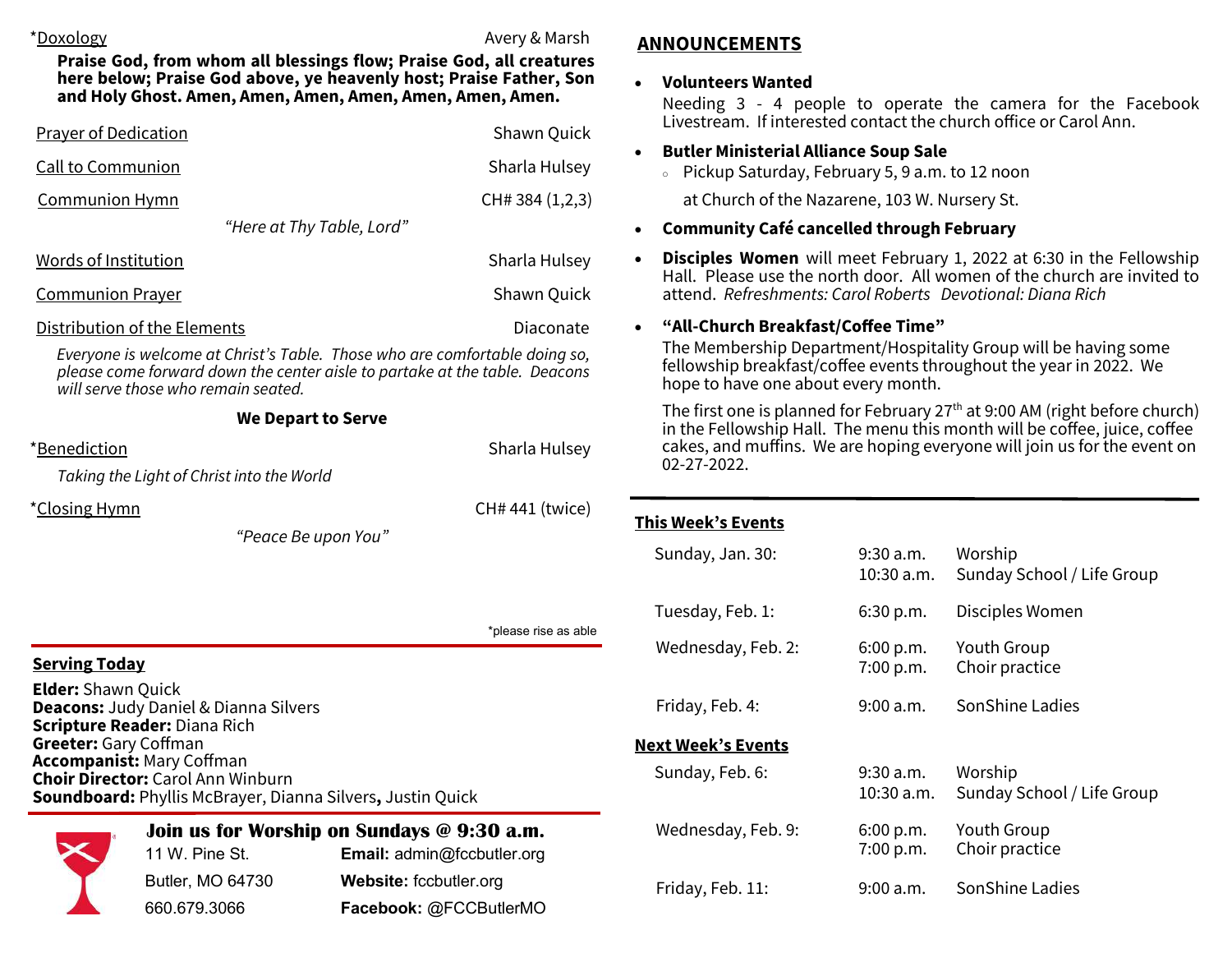*<u>Doxology</u> Avery & Marsh

**Praise God, from whom all blessings flow; Praise God, all creatures here below; Praise God above, ye heavenly host; Praise Father, Son and Holy Ghost. Amen, Amen, Amen, Amen, Amen, Amen, Amen.**

<u>Prayer of Dedication</u> Shawn Quick

<u>Call to Communion</u> Sharla Hulsey

<u>Communion Hymn</u> CH# 384 (1,2,3)

*"Here at Thy Table, Lord"*

<u>Words of Institution</u> Sharla Hulsey

<u>Communion Prayer</u> Shawn Quick

<u>Distribution of the Elements</u> Diaconate

*Everyone is welcome at Christ's Table. Those who are comfortable doing so, please come forward down the center aisle to partake at the table. Deacons will serve those who remain seated.*

**We Depart to Serve**

*<u>Benediction</u> Sharla Hulsey

*Taking the Light of Christ into the World*

*<u>Closing Hymn</u> CH# 441 (twice)

*"Peace Be upon You"*

*please rise as able

## Serving Today

**Elder:** Shawn Quick
**Deacons:** Judy Daniel & Dianna Silvers
**Scripture Reader:** Diana Rich
**Greeter:** Gary Coffman
**Accompanist:** Mary Coffman
**Choir Director:** Carol Ann Winburn
**Soundboard:** Phyllis McBrayer, Dianna Silvers**,** Justin Quick

**Join us for Worship on Sundays @ 9:30 a.m.**

11 W. Pine St.
Butler, MO 64730
660.679.3066

**Email:** admin@fccbutler.org
**Website:** fccbutler.org
**Facebook:** @FCCButlerMO

## ANNOUNCEMENTS

- **Volunteers Wanted**
  Needing 3 - 4 people to operate the camera for the Facebook Livestream. If interested contact the church office or Carol Ann.
- **Butler Ministerial Alliance Soup Sale**
  - Pickup Saturday, February 5, 9 a.m. to 12 noon
    at Church of the Nazarene, 103 W. Nursery St.
- **Community Café cancelled through February**
- **Disciples Women** will meet February 1, 2022 at 6:30 in the Fellowship Hall. Please use the north door. All women of the church are invited to attend. *Refreshments: Carol Roberts Devotional: Diana Rich*
- **"All-Church Breakfast/Coffee Time"**
  The Membership Department/Hospitality Group will be having some fellowship breakfast/coffee events throughout the year in 2022. We hope to have one about every month.

  The first one is planned for February 27th at 9:00 AM (right before church) in the Fellowship Hall. The menu this month will be coffee, juice, coffee cakes, and muffins. We are hoping everyone will join us for the event on 02-27-2022.

## This Week's Events

| | | |
|---|---|---|
| Sunday, Jan. 30: | 9:30 a.m.<br>10:30 a.m. | Worship<br>Sunday School / Life Group |
| Tuesday, Feb. 1: | 6:30 p.m. | Disciples Women |
| Wednesday, Feb. 2: | 6:00 p.m.<br>7:00 p.m. | Youth Group<br>Choir practice |
| Friday, Feb. 4: | 9:00 a.m. | SonShine Ladies |

## Next Week's Events

| | | |
|---|---|---|
| Sunday, Feb. 6: | 9:30 a.m.<br>10:30 a.m. | Worship<br>Sunday School / Life Group |
| Wednesday, Feb. 9: | 6:00 p.m.<br>7:00 p.m. | Youth Group<br>Choir practice |
| Friday, Feb. 11: | 9:00 a.m. | SonShine Ladies |